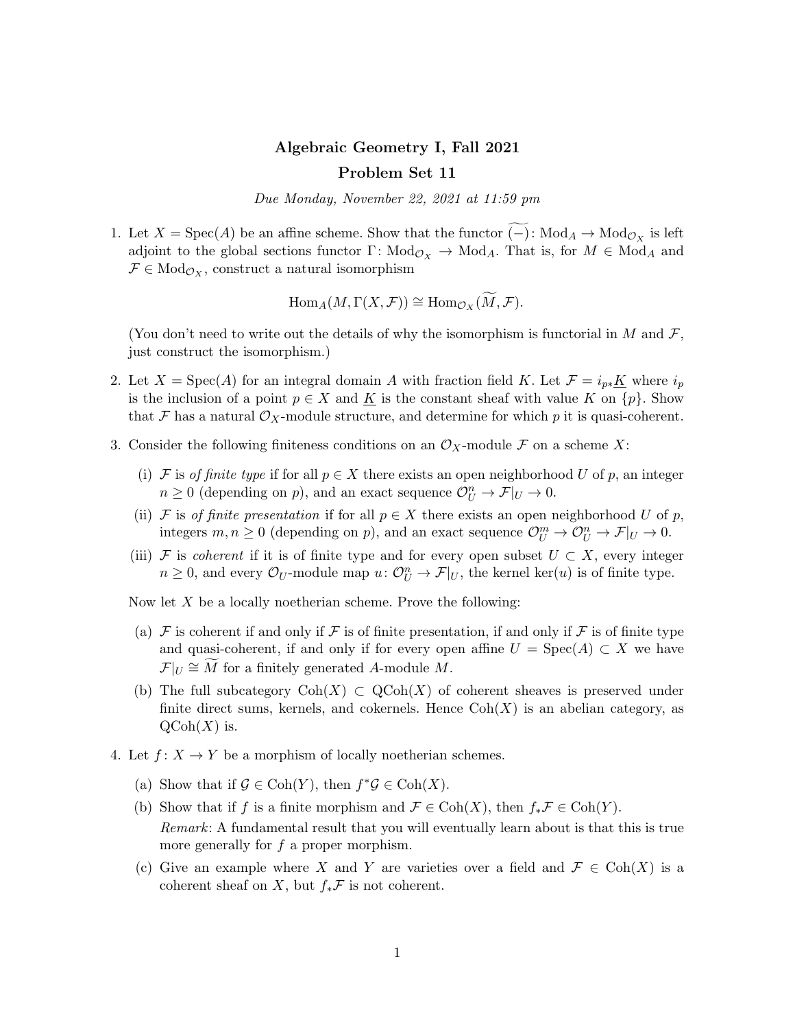# Algebraic Geometry I, Fall 2021

## Problem Set 11

*Due Monday, November 22, 2021 at 11:59 pm*

1. Let $X = \operatorname{Spec}(A)$ be an affine scheme. Show that the functor $\widetilde{(-)}\colon \operatorname{Mod}_A \to \operatorname{Mod}_{\mathcal{O}_X}$ is left adjoint to the global sections functor $\Gamma\colon \operatorname{Mod}_{\mathcal{O}_X} \to \operatorname{Mod}_A$. That is, for $M \in \operatorname{Mod}_A$ and $\mathcal{F} \in \operatorname{Mod}_{\mathcal{O}_X}$, construct a natural isomorphism
$$\operatorname{Hom}_A(M, \Gamma(X, \mathcal{F})) \cong \operatorname{Hom}_{\mathcal{O}_X}(\widetilde{M}, \mathcal{F}).$$
(You don't need to write out the details of why the isomorphism is functorial in $M$ and $\mathcal{F}$, just construct the isomorphism.)

2. Let $X = \operatorname{Spec}(A)$ for an integral domain $A$ with fraction field $K$. Let $\mathcal{F} = i_{p*}\underline{K}$ where $i_p$ is the inclusion of a point $p \in X$ and $\underline{K}$ is the constant sheaf with value $K$ on $\{p\}$. Show that $\mathcal{F}$ has a natural $\mathcal{O}_X$-module structure, and determine for which $p$ it is quasi-coherent.

3. Consider the following finiteness conditions on an $\mathcal{O}_X$-module $\mathcal{F}$ on a scheme $X$:

   (i) $\mathcal{F}$ is *of finite type* if for all $p \in X$ there exists an open neighborhood $U$ of $p$, an integer $n \geq 0$ (depending on $p$), and an exact sequence $\mathcal{O}_U^n \to \mathcal{F}|_U \to 0$.

   (ii) $\mathcal{F}$ is *of finite presentation* if for all $p \in X$ there exists an open neighborhood $U$ of $p$, integers $m, n \geq 0$ (depending on $p$), and an exact sequence $\mathcal{O}_U^m \to \mathcal{O}_U^n \to \mathcal{F}|_U \to 0$.

   (iii) $\mathcal{F}$ is *coherent* if it is of finite type and for every open subset $U \subset X$, every integer $n \geq 0$, and every $\mathcal{O}_U$-module map $u\colon \mathcal{O}_U^n \to \mathcal{F}|_U$, the kernel $\ker(u)$ is of finite type.

   Now let $X$ be a locally noetherian scheme. Prove the following:

   (a) $\mathcal{F}$ is coherent if and only if $\mathcal{F}$ is of finite presentation, if and only if $\mathcal{F}$ is of finite type and quasi-coherent, if and only if for every open affine $U = \operatorname{Spec}(A) \subset X$ we have $\mathcal{F}|_U \cong \widetilde{M}$ for a finitely generated $A$-module $M$.

   (b) The full subcategory $\operatorname{Coh}(X) \subset \operatorname{QCoh}(X)$ of coherent sheaves is preserved under finite direct sums, kernels, and cokernels. Hence $\operatorname{Coh}(X)$ is an abelian category, as $\operatorname{QCoh}(X)$ is.

4. Let $f\colon X \to Y$ be a morphism of locally noetherian schemes.

   (a) Show that if $\mathcal{G} \in \operatorname{Coh}(Y)$, then $f^*\mathcal{G} \in \operatorname{Coh}(X)$.

   (b) Show that if $f$ is a finite morphism and $\mathcal{F} \in \operatorname{Coh}(X)$, then $f_*\mathcal{F} \in \operatorname{Coh}(Y)$.
   *Remark*: A fundamental result that you will eventually learn about is that this is true more generally for $f$ a proper morphism.

   (c) Give an example where $X$ and $Y$ are varieties over a field and $\mathcal{F} \in \operatorname{Coh}(X)$ is a coherent sheaf on $X$, but $f_*\mathcal{F}$ is not coherent.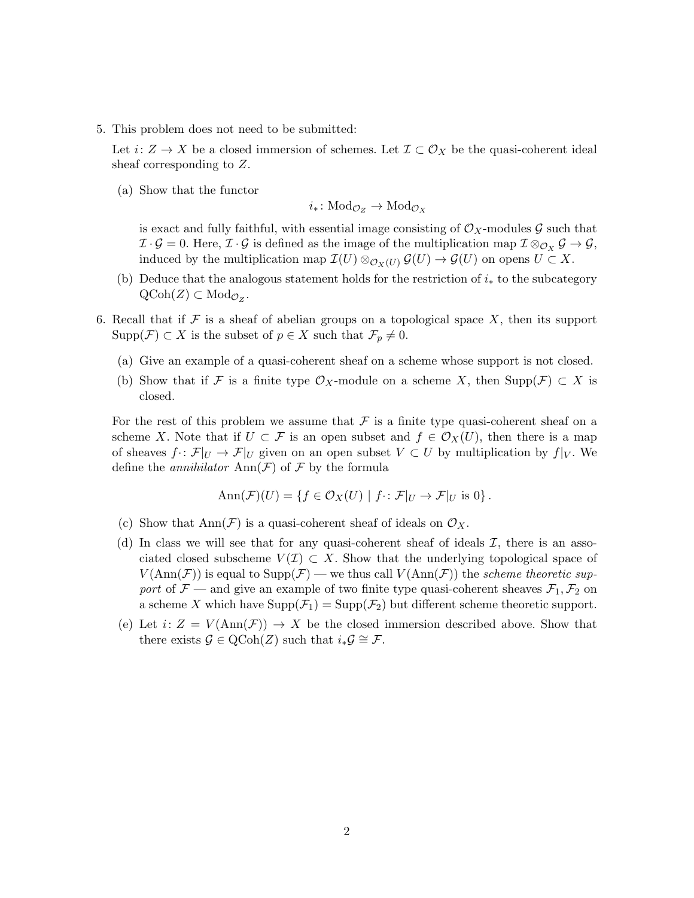5. This problem does not need to be submitted:

   Let $i\colon Z \to X$ be a closed immersion of schemes. Let $\mathcal{I} \subset \mathcal{O}_X$ be the quasi-coherent ideal sheaf corresponding to $Z$.

   (a) Show that the functor
   $$i_*\colon \mathrm{Mod}_{\mathcal{O}_Z} \to \mathrm{Mod}_{\mathcal{O}_X}$$
   is exact and fully faithful, with essential image consisting of $\mathcal{O}_X$-modules $\mathcal{G}$ such that $\mathcal{I} \cdot \mathcal{G} = 0$. Here, $\mathcal{I} \cdot \mathcal{G}$ is defined as the image of the multiplication map $\mathcal{I} \otimes_{\mathcal{O}_X} \mathcal{G} \to \mathcal{G}$, induced by the multiplication map $\mathcal{I}(U) \otimes_{\mathcal{O}_X(U)} \mathcal{G}(U) \to \mathcal{G}(U)$ on opens $U \subset X$.

   (b) Deduce that the analogous statement holds for the restriction of $i_*$ to the subcategory $\mathrm{QCoh}(Z) \subset \mathrm{Mod}_{\mathcal{O}_Z}$.

6. Recall that if $\mathcal{F}$ is a sheaf of abelian groups on a topological space $X$, then its support $\mathrm{Supp}(\mathcal{F}) \subset X$ is the subset of $p \in X$ such that $\mathcal{F}_p \neq 0$.

   (a) Give an example of a quasi-coherent sheaf on a scheme whose support is not closed.

   (b) Show that if $\mathcal{F}$ is a finite type $\mathcal{O}_X$-module on a scheme $X$, then $\mathrm{Supp}(\mathcal{F}) \subset X$ is closed.

   For the rest of this problem we assume that $\mathcal{F}$ is a finite type quasi-coherent sheaf on a scheme $X$. Note that if $U \subset \mathcal{F}$ is an open subset and $f \in \mathcal{O}_X(U)$, then there is a map of sheaves $f\cdot\colon \mathcal{F}|_U \to \mathcal{F}|_U$ given on an open subset $V \subset U$ by multiplication by $f|_V$. We define the *annihilator* $\mathrm{Ann}(\mathcal{F})$ of $\mathcal{F}$ by the formula
   $$\mathrm{Ann}(\mathcal{F})(U) = \{f \in \mathcal{O}_X(U) \mid f\cdot\colon \mathcal{F}|_U \to \mathcal{F}|_U \text{ is } 0\}.$$

   (c) Show that $\mathrm{Ann}(\mathcal{F})$ is a quasi-coherent sheaf of ideals on $\mathcal{O}_X$.

   (d) In class we will see that for any quasi-coherent sheaf of ideals $\mathcal{I}$, there is an associated closed subscheme $V(\mathcal{I}) \subset X$. Show that the underlying topological space of $V(\mathrm{Ann}(\mathcal{F}))$ is equal to $\mathrm{Supp}(\mathcal{F})$ — we thus call $V(\mathrm{Ann}(\mathcal{F}))$ the *scheme theoretic support* of $\mathcal{F}$ — and give an example of two finite type quasi-coherent sheaves $\mathcal{F}_1, \mathcal{F}_2$ on a scheme $X$ which have $\mathrm{Supp}(\mathcal{F}_1) = \mathrm{Supp}(\mathcal{F}_2)$ but different scheme theoretic support.

   (e) Let $i\colon Z = V(\mathrm{Ann}(\mathcal{F})) \to X$ be the closed immersion described above. Show that there exists $\mathcal{G} \in \mathrm{QCoh}(Z)$ such that $i_*\mathcal{G} \cong \mathcal{F}$.